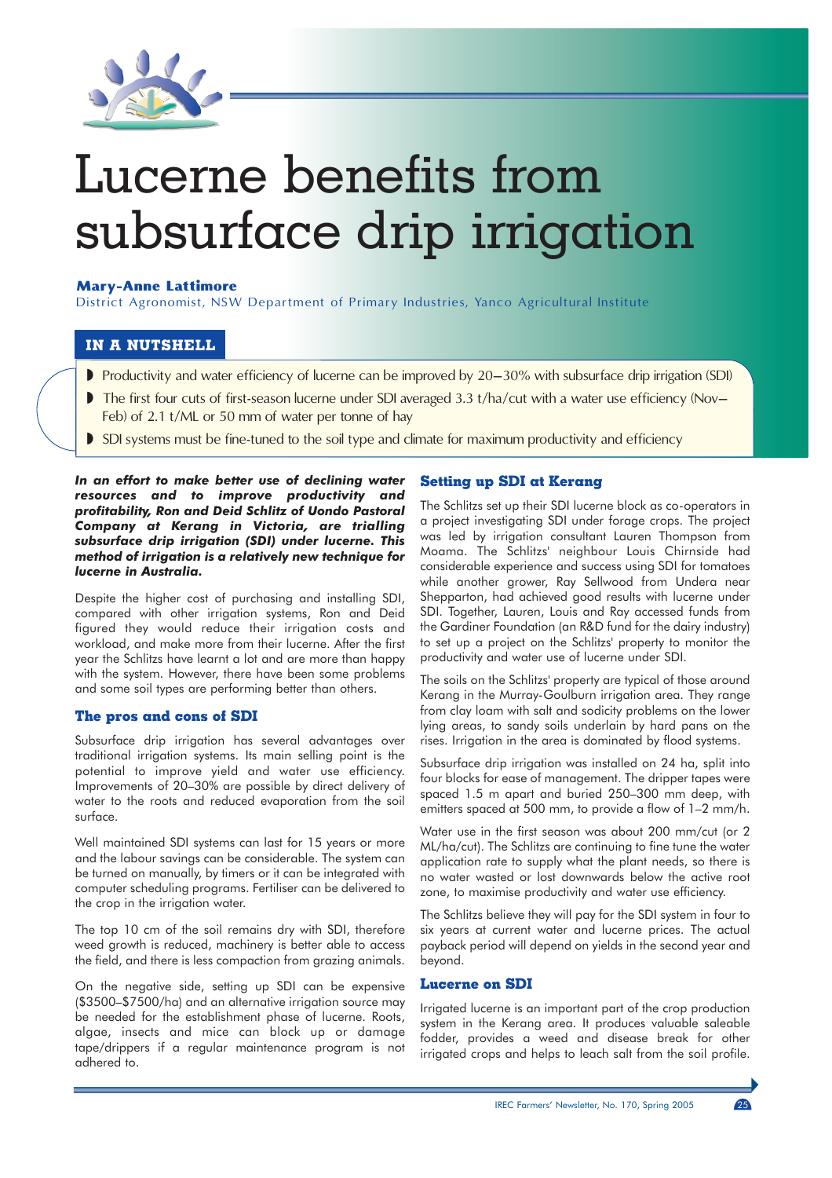# Lucerne benefits from subsurface drip irrigation

**Mary-Anne Lattimore**
District Agronomist, NSW Department of Primary Industries, Yanco Agricultural Institute

## IN A NUTSHELL

- Productivity and water efficiency of lucerne can be improved by 20–30% with subsurface drip irrigation (SDI)
- The first four cuts of first-season lucerne under SDI averaged 3.3 t/ha/cut with a water use efficiency (Nov–Feb) of 2.1 t/ML or 50 mm of water per tonne of hay
- SDI systems must be fine-tuned to the soil type and climate for maximum productivity and efficiency

***In an effort to make better use of declining water resources and to improve productivity and profitability, Ron and Deid Schlitz of Uondo Pastoral Company at Kerang in Victoria, are trialling subsurface drip irrigation (SDI) under lucerne. This method of irrigation is a relatively new technique for lucerne in Australia.***

Despite the higher cost of purchasing and installing SDI, compared with other irrigation systems, Ron and Deid figured they would reduce their irrigation costs and workload, and make more from their lucerne. After the first year the Schlitzs have learnt a lot and are more than happy with the system. However, there have been some problems and some soil types are performing better than others.

### The pros and cons of SDI

Subsurface drip irrigation has several advantages over traditional irrigation systems. Its main selling point is the potential to improve yield and water use efficiency. Improvements of 20–30% are possible by direct delivery of water to the roots and reduced evaporation from the soil surface.

Well maintained SDI systems can last for 15 years or more and the labour savings can be considerable. The system can be turned on manually, by timers or it can be integrated with computer scheduling programs. Fertiliser can be delivered to the crop in the irrigation water.

The top 10 cm of the soil remains dry with SDI, therefore weed growth is reduced, machinery is better able to access the field, and there is less compaction from grazing animals.

On the negative side, setting up SDI can be expensive ($3500–$7500/ha) and an alternative irrigation source may be needed for the establishment phase of lucerne. Roots, algae, insects and mice can block up or damage tape/drippers if a regular maintenance program is not adhered to.

### Setting up SDI at Kerang

The Schlitzs set up their SDI lucerne block as co-operators in a project investigating SDI under forage crops. The project was led by irrigation consultant Lauren Thompson from Moama. The Schlitzs' neighbour Louis Chirnside had considerable experience and success using SDI for tomatoes while another grower, Ray Sellwood from Undera near Shepparton, had achieved good results with lucerne under SDI. Together, Lauren, Louis and Ray accessed funds from the Gardiner Foundation (an R&D fund for the dairy industry) to set up a project on the Schlitzs' property to monitor the productivity and water use of lucerne under SDI.

The soils on the Schlitzs' property are typical of those around Kerang in the Murray-Goulburn irrigation area. They range from clay loam with salt and sodicity problems on the lower lying areas, to sandy soils underlain by hard pans on the rises. Irrigation in the area is dominated by flood systems.

Subsurface drip irrigation was installed on 24 ha, split into four blocks for ease of management. The dripper tapes were spaced 1.5 m apart and buried 250–300 mm deep, with emitters spaced at 500 mm, to provide a flow of 1–2 mm/h.

Water use in the first season was about 200 mm/cut (or 2 ML/ha/cut). The Schlitzs are continuing to fine tune the water application rate to supply what the plant needs, so there is no water wasted or lost downwards below the active root zone, to maximise productivity and water use efficiency.

The Schlitzs believe they will pay for the SDI system in four to six years at current water and lucerne prices. The actual payback period will depend on yields in the second year and beyond.

### Lucerne on SDI

Irrigated lucerne is an important part of the crop production system in the Kerang area. It produces valuable saleable fodder, provides a weed and disease break for other irrigated crops and helps to leach salt from the soil profile.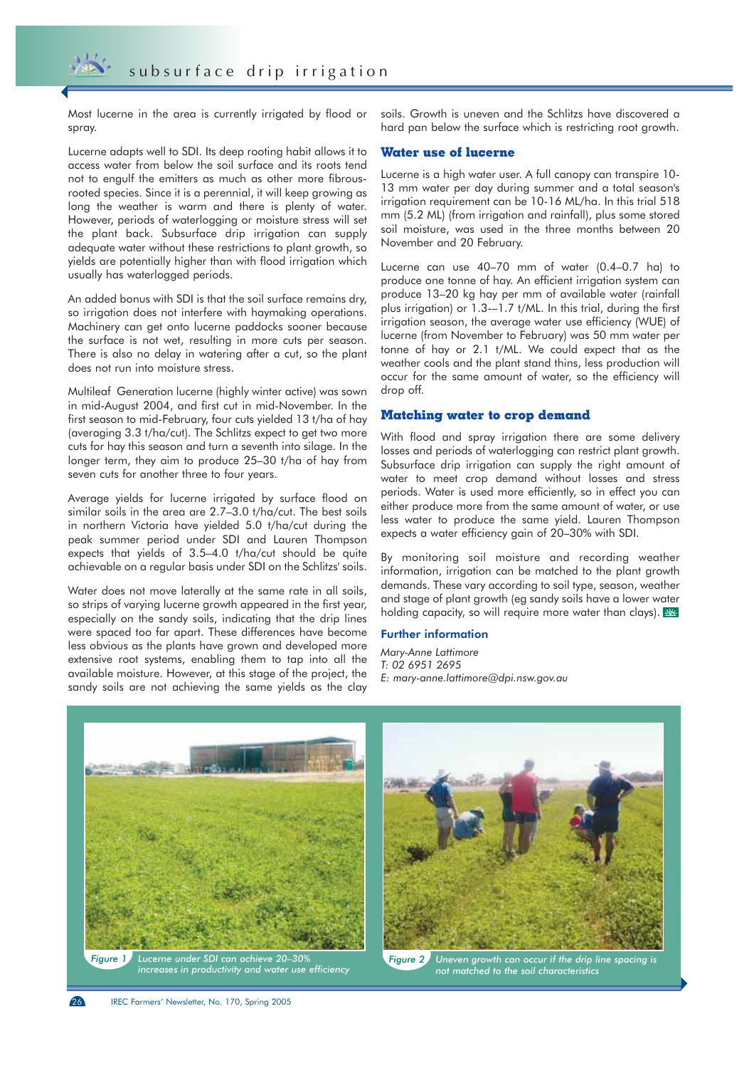Most lucerne in the area is currently irrigated by flood or spray.

Lucerne adapts well to SDI. Its deep rooting habit allows it to access water from below the soil surface and its roots tend not to engulf the emitters as much as other more fibrous-rooted species. Since it is a perennial, it will keep growing as long the weather is warm and there is plenty of water. However, periods of waterlogging or moisture stress will set the plant back. Subsurface drip irrigation can supply adequate water without these restrictions to plant growth, so yields are potentially higher than with flood irrigation which usually has waterlogged periods.

An added bonus with SDI is that the soil surface remains dry, so irrigation does not interfere with haymaking operations. Machinery can get onto lucerne paddocks sooner because the surface is not wet, resulting in more cuts per season. There is also no delay in watering after a cut, so the plant does not run into moisture stress.

Multileaf Generation lucerne (highly winter active) was sown in mid-August 2004, and first cut in mid-November. In the first season to mid-February, four cuts yielded 13 t/ha of hay (averaging 3.3 t/ha/cut). The Schlitzs expect to get two more cuts for hay this season and turn a seventh into silage. In the longer term, they aim to produce 25–30 t/ha of hay from seven cuts for another three to four years.

Average yields for lucerne irrigated by surface flood on similar soils in the area are 2.7–3.0 t/ha/cut. The best soils in northern Victoria have yielded 5.0 t/ha/cut during the peak summer period under SDI and Lauren Thompson expects that yields of 3.5–4.0 t/ha/cut should be quite achievable on a regular basis under SDI on the Schlitzs' soils.

Water does not move laterally at the same rate in all soils, so strips of varying lucerne growth appeared in the first year, especially on the sandy soils, indicating that the drip lines were spaced too far apart. These differences have become less obvious as the plants have grown and developed more extensive root systems, enabling them to tap into all the available moisture. However, at this stage of the project, the sandy soils are not achieving the same yields as the clay soils. Growth is uneven and the Schlitzs have discovered a hard pan below the surface which is restricting root growth.

## Water use of lucerne

Lucerne is a high water user. A full canopy can transpire 10-13 mm water per day during summer and a total season's irrigation requirement can be 10-16 ML/ha. In this trial 518 mm (5.2 ML) (from irrigation and rainfall), plus some stored soil moisture, was used in the three months between 20 November and 20 February.

Lucerne can use 40–70 mm of water (0.4–0.7 ha) to produce one tonne of hay. An efficient irrigation system can produce 13–20 kg hay per mm of available water (rainfall plus irrigation) or 1.3-–1.7 t/ML. In this trial, during the first irrigation season, the average water use efficiency (WUE) of lucerne (from November to February) was 50 mm water per tonne of hay or 2.1 t/ML. We could expect that as the weather cools and the plant stand thins, less production will occur for the same amount of water, so the efficiency will drop off.

## Matching water to crop demand

With flood and spray irrigation there are some delivery losses and periods of waterlogging can restrict plant growth. Subsurface drip irrigation can supply the right amount of water to meet crop demand without losses and stress periods. Water is used more efficiently, so in effect you can either produce more from the same amount of water, or use less water to produce the same yield. Lauren Thompson expects a water efficiency gain of 20–30% with SDI.

By monitoring soil moisture and recording weather information, irrigation can be matched to the plant growth demands. These vary according to soil type, season, weather and stage of plant growth (eg sandy soils have a lower water holding capacity, so will require more water than clays).

### Further information

*Mary-Anne Lattimore*
*T: 02 6951 2695*
*E: mary-anne.lattimore@dpi.nsw.gov.au*

*Figure 1* *Lucerne under SDI can achieve 20–30% increases in productivity and water use efficiency*

*Figure 2* *Uneven growth can occur if the drip line spacing is not matched to the soil characteristics*